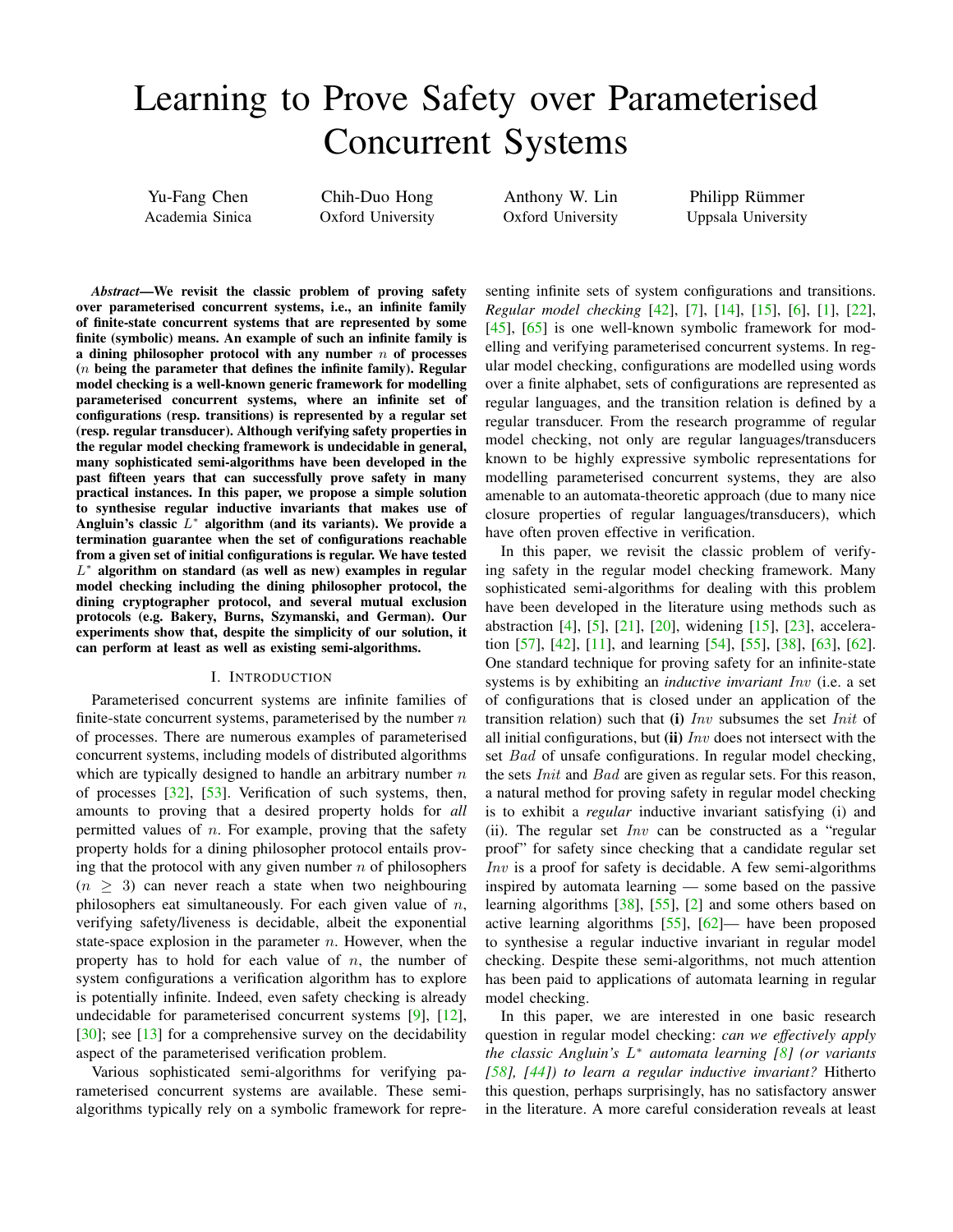# Learning to Prove Safety over Parameterised Concurrent Systems

Yu-Fang Chen
Academia Sinica

Chih-Duo Hong
Oxford University

Anthony W. Lin
Oxford University

Philipp Rümmer
Uppsala University

***Abstract*—We revisit the classic problem of proving safety over parameterised concurrent systems, i.e., an infinite family of finite-state concurrent systems that are represented by some finite (symbolic) means. An example of such an infinite family is a dining philosopher protocol with any number $n$ of processes ($n$ being the parameter that defines the infinite family). Regular model checking is a well-known generic framework for modelling parameterised concurrent systems, where an infinite set of configurations (resp. transitions) is represented by a regular set (resp. regular transducer). Although verifying safety properties in the regular model checking framework is undecidable in general, many sophisticated semi-algorithms have been developed in the past fifteen years that can successfully prove safety in many practical instances. In this paper, we propose a simple solution to synthesise regular inductive invariants that makes use of Angluin's classic $L^*$ algorithm (and its variants). We provide a termination guarantee when the set of configurations reachable from a given set of initial configurations is regular. We have tested $L^*$ algorithm on standard (as well as new) examples in regular model checking including the dining philosopher protocol, the dining cryptographer protocol, and several mutual exclusion protocols (e.g. Bakery, Burns, Szymanski, and German). Our experiments show that, despite the simplicity of our solution, it can perform at least as well as existing semi-algorithms.**

## I. Introduction

Parameterised concurrent systems are infinite families of finite-state concurrent systems, parameterised by the number $n$ of processes. There are numerous examples of parameterised concurrent systems, including models of distributed algorithms which are typically designed to handle an arbitrary number $n$ of processes [32], [53]. Verification of such systems, then, amounts to proving that a desired property holds for *all* permitted values of $n$. For example, proving that the safety property holds for a dining philosopher protocol entails proving that the protocol with any given number $n$ of philosophers ($n \geq 3$) can never reach a state when two neighbouring philosophers eat simultaneously. For each given value of $n$, verifying safety/liveness is decidable, albeit the exponential state-space explosion in the parameter $n$. However, when the property has to hold for each value of $n$, the number of system configurations a verification algorithm has to explore is potentially infinite. Indeed, even safety checking is already undecidable for parameterised concurrent systems [9], [12], [30]; see [13] for a comprehensive survey on the decidability aspect of the parameterised verification problem.

Various sophisticated semi-algorithms for verifying parameterised concurrent systems are available. These semi-algorithms typically rely on a symbolic framework for representing infinite sets of system configurations and transitions. *Regular model checking* [42], [7], [14], [15], [6], [1], [22], [45], [65] is one well-known symbolic framework for modelling and verifying parameterised concurrent systems. In regular model checking, configurations are modelled using words over a finite alphabet, sets of configurations are represented as regular languages, and the transition relation is defined by a regular transducer. From the research programme of regular model checking, not only are regular languages/transducers known to be highly expressive symbolic representations for modelling parameterised concurrent systems, they are also amenable to an automata-theoretic approach (due to many nice closure properties of regular languages/transducers), which have often proven effective in verification.

In this paper, we revisit the classic problem of verifying safety in the regular model checking framework. Many sophisticated semi-algorithms for dealing with this problem have been developed in the literature using methods such as abstraction [4], [5], [21], [20], widening [15], [23], acceleration [57], [42], [11], and learning [54], [55], [38], [63], [62]. One standard technique for proving safety for an infinite-state systems is by exhibiting an *inductive invariant* $Inv$ (i.e. a set of configurations that is closed under an application of the transition relation) such that **(i)** $Inv$ subsumes the set $Init$ of all initial configurations, but **(ii)** $Inv$ does not intersect with the set $Bad$ of unsafe configurations. In regular model checking, the sets $Init$ and $Bad$ are given as regular sets. For this reason, a natural method for proving safety in regular model checking is to exhibit a *regular* inductive invariant satisfying (i) and (ii). The regular set $Inv$ can be constructed as a "regular proof" for safety since checking that a candidate regular set $Inv$ is a proof for safety is decidable. A few semi-algorithms inspired by automata learning — some based on the passive learning algorithms [38], [55], [2] and some others based on active learning algorithms [55], [62]— have been proposed to synthesise a regular inductive invariant in regular model checking. Despite these semi-algorithms, not much attention has been paid to applications of automata learning in regular model checking.

In this paper, we are interested in one basic research question in regular model checking: *can we effectively apply the classic Angluin's $L^*$ automata learning [8] (or variants [58], [44]) to learn a regular inductive invariant?* Hitherto this question, perhaps surprisingly, has no satisfactory answer in the literature. A more careful consideration reveals at least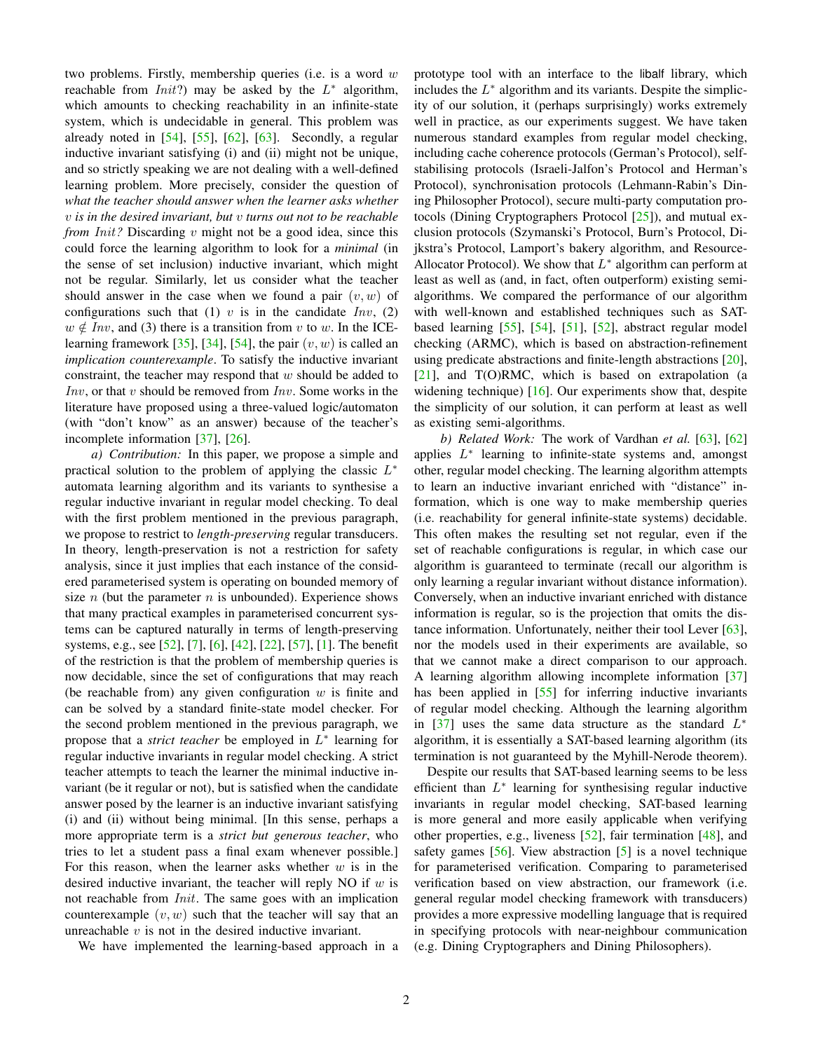two problems. Firstly, membership queries (i.e. is a word $w$ reachable from $Init$?) may be asked by the $L^*$ algorithm, which amounts to checking reachability in an infinite-state system, which is undecidable in general. This problem was already noted in [54], [55], [62], [63]. Secondly, a regular inductive invariant satisfying (i) and (ii) might not be unique, and so strictly speaking we are not dealing with a well-defined learning problem. More precisely, consider the question of *what the teacher should answer when the learner asks whether $v$ is in the desired invariant, but $v$ turns out not to be reachable from $Init$?* Discarding $v$ might not be a good idea, since this could force the learning algorithm to look for a *minimal* (in the sense of set inclusion) inductive invariant, which might not be regular. Similarly, let us consider what the teacher should answer in the case when we found a pair $(v, w)$ of configurations such that (1) $v$ is in the candidate $Inv$, (2) $w \notin Inv$, and (3) there is a transition from $v$ to $w$. In the ICE-learning framework [35], [34], [54], the pair $(v, w)$ is called an *implication counterexample*. To satisfy the inductive invariant constraint, the teacher may respond that $w$ should be added to $Inv$, or that $v$ should be removed from $Inv$. Some works in the literature have proposed using a three-valued logic/automaton (with "don't know" as an answer) because of the teacher's incomplete information [37], [26].

*a) Contribution:* In this paper, we propose a simple and practical solution to the problem of applying the classic $L^*$ automata learning algorithm and its variants to synthesise a regular inductive invariant in regular model checking. To deal with the first problem mentioned in the previous paragraph, we propose to restrict to *length-preserving* regular transducers. In theory, length-preservation is not a restriction for safety analysis, since it just implies that each instance of the considered parameterised system is operating on bounded memory of size $n$ (but the parameter $n$ is unbounded). Experience shows that many practical examples in parameterised concurrent systems can be captured naturally in terms of length-preserving systems, e.g., see [52], [7], [6], [42], [22], [57], [1]. The benefit of the restriction is that the problem of membership queries is now decidable, since the set of configurations that may reach (be reachable from) any given configuration $w$ is finite and can be solved by a standard finite-state model checker. For the second problem mentioned in the previous paragraph, we propose that a *strict teacher* be employed in $L^*$ learning for regular inductive invariants in regular model checking. A strict teacher attempts to teach the learner the minimal inductive invariant (be it regular or not), but is satisfied when the candidate answer posed by the learner is an inductive invariant satisfying (i) and (ii) without being minimal. [In this sense, perhaps a more appropriate term is a *strict but generous teacher*, who tries to let a student pass a final exam whenever possible.] For this reason, when the learner asks whether $w$ is in the desired inductive invariant, the teacher will reply NO if $w$ is not reachable from $Init$. The same goes with an implication counterexample $(v, w)$ such that the teacher will say that an unreachable $v$ is not in the desired inductive invariant.

We have implemented the learning-based approach in a prototype tool with an interface to the libalf library, which includes the $L^*$ algorithm and its variants. Despite the simplicity of our solution, it (perhaps surprisingly) works extremely well in practice, as our experiments suggest. We have taken numerous standard examples from regular model checking, including cache coherence protocols (German's Protocol), self-stabilising protocols (Israeli-Jalfon's Protocol and Herman's Protocol), synchronisation protocols (Lehmann-Rabin's Dining Philosopher Protocol), secure multi-party computation protocols (Dining Cryptographers Protocol [25]), and mutual exclusion protocols (Szymanski's Protocol, Burn's Protocol, Dijkstra's Protocol, Lamport's bakery algorithm, and Resource-Allocator Protocol). We show that $L^*$ algorithm can perform at least as well as (and, in fact, often outperform) existing semi-algorithms. We compared the performance of our algorithm with well-known and established techniques such as SAT-based learning [55], [54], [51], [52], abstract regular model checking (ARMC), which is based on abstraction-refinement using predicate abstractions and finite-length abstractions [20], [21], and T(O)RMC, which is based on extrapolation (a widening technique) [16]. Our experiments show that, despite the simplicity of our solution, it can perform at least as well as existing semi-algorithms.

*b) Related Work:* The work of Vardhan *et al.* [63], [62] applies $L^*$ learning to infinite-state systems and, amongst other, regular model checking. The learning algorithm attempts to learn an inductive invariant enriched with "distance" information, which is one way to make membership queries (i.e. reachability for general infinite-state systems) decidable. This often makes the resulting set not regular, even if the set of reachable configurations is regular, in which case our algorithm is guaranteed to terminate (recall our algorithm is only learning a regular invariant without distance information). Conversely, when an inductive invariant enriched with distance information is regular, so is the projection that omits the distance information. Unfortunately, neither their tool Lever [63], nor the models used in their experiments are available, so that we cannot make a direct comparison to our approach. A learning algorithm allowing incomplete information [37] has been applied in [55] for inferring inductive invariants of regular model checking. Although the learning algorithm in [37] uses the same data structure as the standard $L^*$ algorithm, it is essentially a SAT-based learning algorithm (its termination is not guaranteed by the Myhill-Nerode theorem).

Despite our results that SAT-based learning seems to be less efficient than $L^*$ learning for synthesising regular inductive invariants in regular model checking, SAT-based learning is more general and more easily applicable when verifying other properties, e.g., liveness [52], fair termination [48], and safety games [56]. View abstraction [5] is a novel technique for parameterised verification. Comparing to parameterised verification based on view abstraction, our framework (i.e. general regular model checking framework with transducers) provides a more expressive modelling language that is required in specifying protocols with near-neighbour communication (e.g. Dining Cryptographers and Dining Philosophers).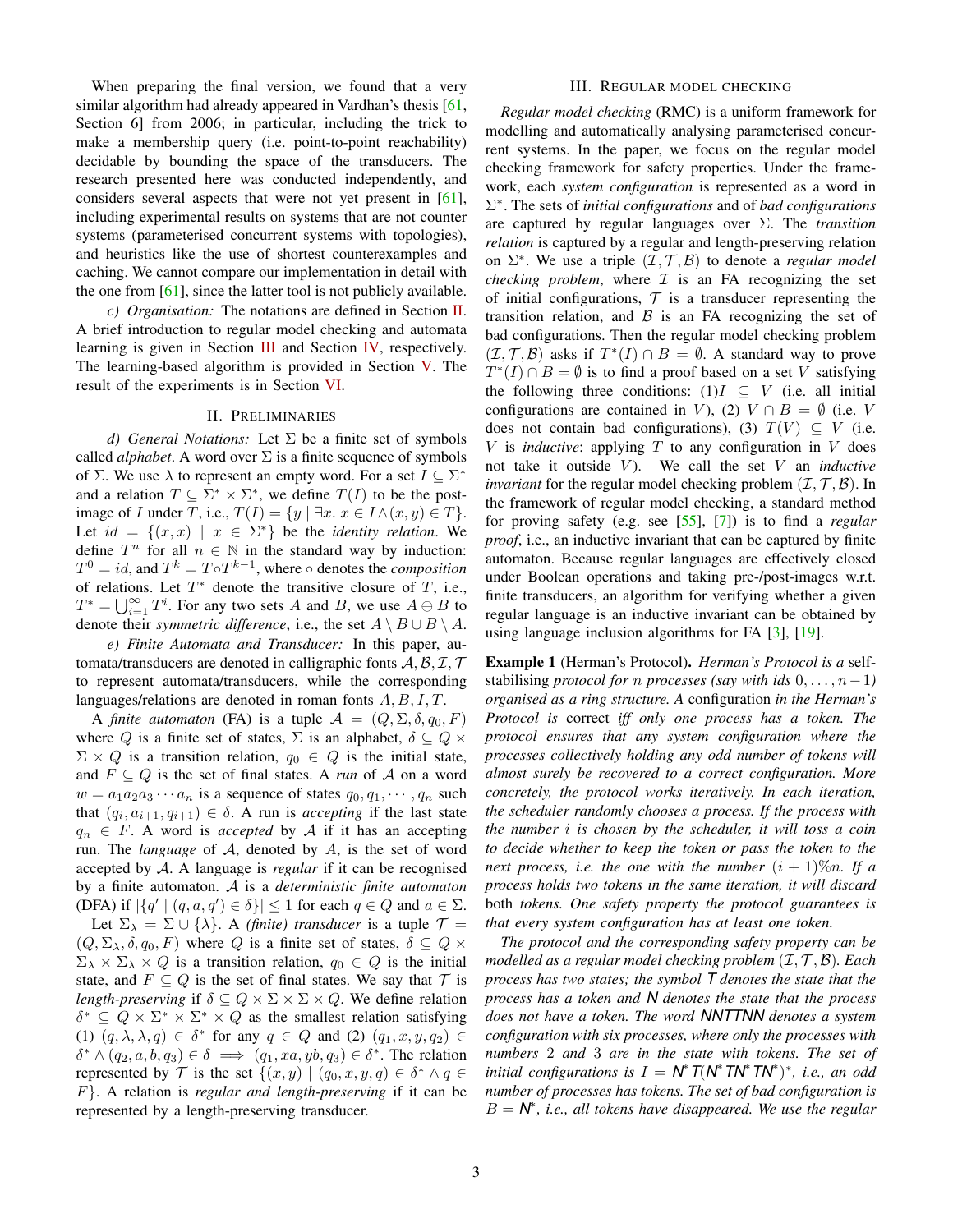When preparing the final version, we found that a very similar algorithm had already appeared in Vardhan's thesis [61, Section 6] from 2006; in particular, including the trick to make a membership query (i.e. point-to-point reachability) decidable by bounding the space of the transducers. The research presented here was conducted independently, and considers several aspects that were not yet present in [61], including experimental results on systems that are not counter systems (parameterised concurrent systems with topologies), and heuristics like the use of shortest counterexamples and caching. We cannot compare our implementation in detail with the one from [61], since the latter tool is not publicly available.

*c) Organisation:* The notations are defined in Section II. A brief introduction to regular model checking and automata learning is given in Section III and Section IV, respectively. The learning-based algorithm is provided in Section V. The result of the experiments is in Section VI.

## II. Preliminaries

*d) General Notations:* Let $\Sigma$ be a finite set of symbols called *alphabet*. A word over $\Sigma$ is a finite sequence of symbols of $\Sigma$. We use $\lambda$ to represent an empty word. For a set $I \subseteq \Sigma^*$ and a relation $T \subseteq \Sigma^* \times \Sigma^*$, we define $T(I)$ to be the post-image of $I$ under $T$, i.e., $T(I) = \{y \mid \exists x.\ x \in I \wedge (x, y) \in T\}$. Let $id = \{(x, x) \mid x \in \Sigma^*\}$ be the *identity relation*. We define $T^n$ for all $n \in \mathbb{N}$ in the standard way by induction: $T^0 = id$, and $T^k = T \circ T^{k-1}$, where $\circ$ denotes the *composition* of relations. Let $T^*$ denote the transitive closure of $T$, i.e., $T^* = \bigcup_{i=1}^{\infty} T^i$. For any two sets $A$ and $B$, we use $A \ominus B$ to denote their *symmetric difference*, i.e., the set $A \setminus B \cup B \setminus A$.

*e) Finite Automata and Transducer:* In this paper, automata/transducers are denoted in calligraphic fonts $\mathcal{A}, \mathcal{B}, \mathcal{I}, \mathcal{T}$ to represent automata/transducers, while the corresponding languages/relations are denoted in roman fonts $A, B, I, T$.

A *finite automaton* (FA) is a tuple $\mathcal{A} = (Q, \Sigma, \delta, q_0, F)$ where $Q$ is a finite set of states, $\Sigma$ is an alphabet, $\delta \subseteq Q \times \Sigma \times Q$ is a transition relation, $q_0 \in Q$ is the initial state, and $F \subseteq Q$ is the set of final states. A *run* of $\mathcal{A}$ on a word $w = a_1 a_2 a_3 \cdots a_n$ is a sequence of states $q_0, q_1, \cdots, q_n$ such that $(q_i, a_i, q_{i+1}) \in \delta$. A run is *accepting* if the last state $q_n \in F$. A word is *accepted* by $\mathcal{A}$ if it has an accepting run. The *language* of $\mathcal{A}$, denoted by $A$, is the set of word accepted by $\mathcal{A}$. A language is *regular* if it can be recognised by a finite automaton. $\mathcal{A}$ is a *deterministic finite automaton* (DFA) if $|\{q' \mid (q, a, q') \in \delta\}| \leq 1$ for each $q \in Q$ and $a \in \Sigma$.

Let $\Sigma_\lambda = \Sigma \cup \{\lambda\}$. A *(finite) transducer* is a tuple $\mathcal{T} = (Q, \Sigma_\lambda, \delta, q_0, F)$ where $Q$ is a finite set of states, $\delta \subseteq Q \times \Sigma_\lambda \times \Sigma_\lambda \times Q$ is a transition relation, $q_0 \in Q$ is the initial state, and $F \subseteq Q$ is the set of final states. We say that $\mathcal{T}$ is *length-preserving* if $\delta \subseteq Q \times \Sigma \times \Sigma \times Q$. We define relation $\delta^* \subseteq Q \times \Sigma^* \times \Sigma^* \times Q$ as the smallest relation satisfying (1) $(q, \lambda, \lambda, q) \in \delta^*$ for any $q \in Q$ and (2) $(q_1, x, y, q_2) \in \delta^* \wedge (q_2, a, b, q_3) \in \delta \implies (q_1, xa, yb, q_3) \in \delta^*$. The relation represented by $\mathcal{T}$ is the set $\{(x, y) \mid (q_0, x, y, q) \in \delta^* \wedge q \in F\}$. A relation is *regular and length-preserving* if it can be represented by a length-preserving transducer.

## III. Regular model checking

*Regular model checking* (RMC) is a uniform framework for modelling and automatically analysing parameterised concurrent systems. In the paper, we focus on the regular model checking framework for safety properties. Under the framework, each *system configuration* is represented as a word in $\Sigma^*$. The sets of *initial configurations* and of *bad configurations* are captured by regular languages over $\Sigma$. The *transition relation* is captured by a regular and length-preserving relation on $\Sigma^*$. We use a triple $(\mathcal{I}, \mathcal{T}, \mathcal{B})$ to denote a *regular model checking problem*, where $\mathcal{I}$ is an FA recognizing the set of initial configurations, $\mathcal{T}$ is a transducer representing the transition relation, and $\mathcal{B}$ is an FA recognizing the set of bad configurations. Then the regular model checking problem $(\mathcal{I}, \mathcal{T}, \mathcal{B})$ asks if $T^*(I) \cap B = \emptyset$. A standard way to prove $T^*(I) \cap B = \emptyset$ is to find a proof based on a set $V$ satisfying the following three conditions: (1)$I \subseteq V$ (i.e. all initial configurations are contained in $V$), (2) $V \cap B = \emptyset$ (i.e. $V$ does not contain bad configurations), (3) $T(V) \subseteq V$ (i.e. $V$ is *inductive*: applying $T$ to any configuration in $V$ does not take it outside $V$). We call the set $V$ an *inductive invariant* for the regular model checking problem $(\mathcal{I}, \mathcal{T}, \mathcal{B})$. In the framework of regular model checking, a standard method for proving safety (e.g. see [55], [7]) is to find a *regular proof*, i.e., an inductive invariant that can be captured by finite automaton. Because regular languages are effectively closed under Boolean operations and taking pre-/post-images w.r.t. finite transducers, an algorithm for verifying whether a given regular language is an inductive invariant can be obtained by using language inclusion algorithms for FA [3], [19].

**Example 1** (Herman's Protocol)**.** *Herman's Protocol is a* self-stabilising *protocol for $n$ processes (say with ids $0, \ldots, n-1$) organised as a ring structure. A* configuration *in the Herman's Protocol is* correct *iff only one process has a token. The protocol ensures that any system configuration where the processes collectively holding any odd number of tokens will almost surely be recovered to a correct configuration. More concretely, the protocol works iteratively. In each iteration, the scheduler randomly chooses a process. If the process with the number $i$ is chosen by the scheduler, it will toss a coin to decide whether to keep the token or pass the token to the next process, i.e. the one with the number $(i+1)\%n$. If a process holds two tokens in the same iteration, it will discard both tokens. One safety property the protocol guarantees is that every system configuration has at least one token.*

*The protocol and the corresponding safety property can be modelled as a regular model checking problem $(\mathcal{I}, \mathcal{T}, \mathcal{B})$. Each process has two states; the symbol* $\mathsf{T}$ *denotes the state that the process has a token and* $\mathsf{N}$ *denotes the state that the process does not have a token. The word* $\mathsf{NNTTNN}$ *denotes a system configuration with six processes, where only the processes with numbers 2 and 3 are in the state with tokens. The set of initial configurations is $I = \mathsf{N}^* \mathsf{T} (\mathsf{N}^* \mathsf{T} \mathsf{N}^* \mathsf{T} \mathsf{N}^*)^*$, i.e., an odd number of processes has tokens. The set of bad configuration is $B = \mathsf{N}^*$, i.e., all tokens have disappeared. We use the regular*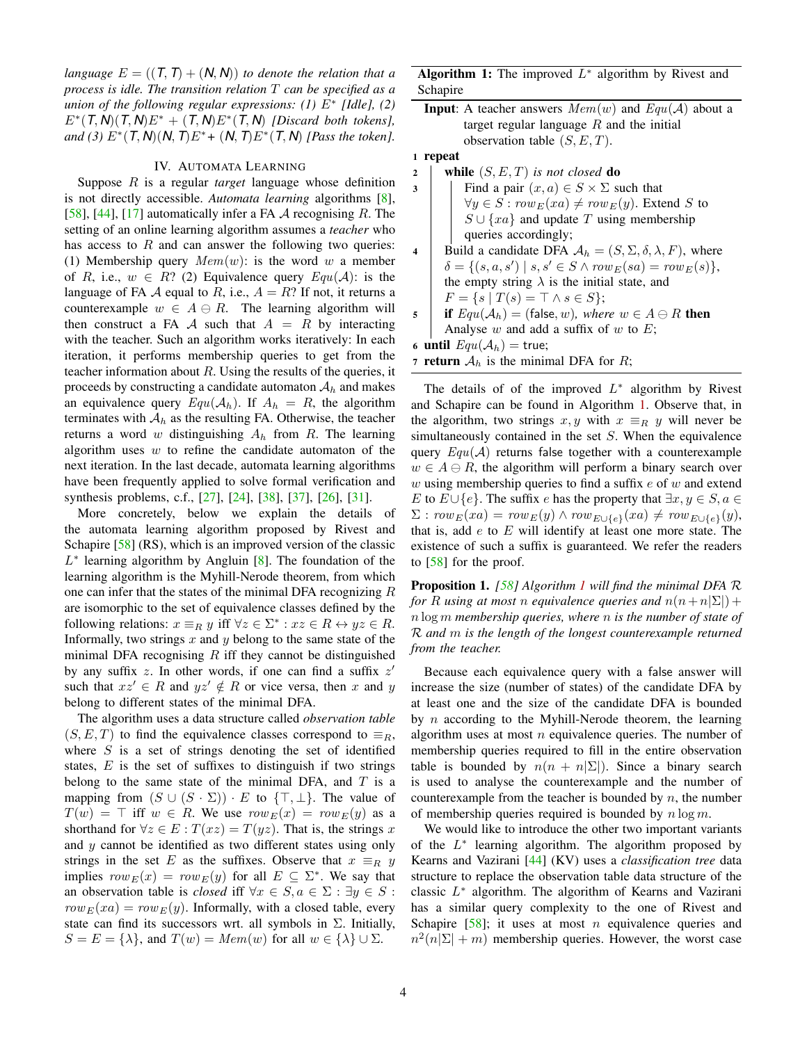*language $E = ((\mathsf{T}, \mathsf{T}) + (\mathsf{N}, \mathsf{N}))$ to denote the relation that a process is idle. The transition relation $T$ can be specified as a union of the following regular expressions: (1) $E^*$ [Idle], (2) $E^*(\mathsf{T}, \mathsf{N})(\mathsf{T}, \mathsf{N})E^* + (\mathsf{T}, \mathsf{N})E^*(\mathsf{T}, \mathsf{N})$ [Discard both tokens], and (3) $E^*(\mathsf{T}, \mathsf{N})(\mathsf{N}, \mathsf{T})E^* + (\mathsf{N}, \mathsf{T})E^*(\mathsf{T}, \mathsf{N})$ [Pass the token].*

## IV. Automata Learning

Suppose $R$ is a regular *target* language whose definition is not directly accessible. *Automata learning* algorithms [8], [58], [44], [17] automatically infer a FA $\mathcal{A}$ recognising $R$. The setting of an online learning algorithm assumes a *teacher* who has access to $R$ and can answer the following two queries: (1) Membership query $Mem(w)$: is the word $w$ a member of $R$, i.e., $w \in R$? (2) Equivalence query $Equ(\mathcal{A})$: is the language of FA $\mathcal{A}$ equal to $R$, i.e., $A = R$? If not, it returns a counterexample $w \in A \ominus R$. The learning algorithm will then construct a FA $\mathcal{A}$ such that $A = R$ by interacting with the teacher. Such an algorithm works iteratively: In each iteration, it performs membership queries to get from the teacher information about $R$. Using the results of the queries, it proceeds by constructing a candidate automaton $\mathcal{A}_h$ and makes an equivalence query $Equ(\mathcal{A}_h)$. If $A_h = R$, the algorithm terminates with $\mathcal{A}_h$ as the resulting FA. Otherwise, the teacher returns a word $w$ distinguishing $A_h$ from $R$. The learning algorithm uses $w$ to refine the candidate automaton of the next iteration. In the last decade, automata learning algorithms have been frequently applied to solve formal verification and synthesis problems, c.f., [27], [24], [38], [37], [26], [31].

More concretely, below we explain the details of the automata learning algorithm proposed by Rivest and Schapire [58] (RS), which is an improved version of the classic $L^*$ learning algorithm by Angluin [8]. The foundation of the learning algorithm is the Myhill-Nerode theorem, from which one can infer that the states of the minimal DFA recognizing $R$ are isomorphic to the set of equivalence classes defined by the following relations: $x \equiv_R y$ iff $\forall z \in \Sigma^* : xz \in R \leftrightarrow yz \in R$. Informally, two strings $x$ and $y$ belong to the same state of the minimal DFA recognising $R$ iff they cannot be distinguished by any suffix $z$. In other words, if one can find a suffix $z'$ such that $xz' \in R$ and $yz' \notin R$ or vice versa, then $x$ and $y$ belong to different states of the minimal DFA.

The algorithm uses a data structure called *observation table* $(S, E, T)$ to find the equivalence classes correspond to $\equiv_R$, where $S$ is a set of strings denoting the set of identified states, $E$ is the set of suffixes to distinguish if two strings belong to the same state of the minimal DFA, and $T$ is a mapping from $(S \cup (S \cdot \Sigma)) \cdot E$ to $\{\top, \bot\}$. The value of $T(w) = \top$ iff $w \in R$. We use $row_E(x) = row_E(y)$ as a shorthand for $\forall z \in E : T(xz) = T(yz)$. That is, the strings $x$ and $y$ cannot be identified as two different states using only strings in the set $E$ as the suffixes. Observe that $x \equiv_R y$ implies $row_E(x) = row_E(y)$ for all $E \subseteq \Sigma^*$. We say that an observation table is *closed* iff $\forall x \in S, a \in \Sigma : \exists y \in S : row_E(xa) = row_E(y)$. Informally, with a closed table, every state can find its successors wrt. all symbols in $\Sigma$. Initially, $S = E = \{\lambda\}$, and $T(w) = Mem(w)$ for all $w \in \{\lambda\} \cup \Sigma$.

**Algorithm 1:** The improved $L^*$ algorithm by Rivest and Schapire

**Input**: A teacher answers $Mem(w)$ and $Equ(\mathcal{A})$ about a target regular language $R$ and the initial observation table $(S, E, T)$.

1. **repeat**
2. &nbsp;&nbsp;&nbsp;&nbsp;**while** $(S, E, T)$ *is not closed* **do**
3. &nbsp;&nbsp;&nbsp;&nbsp;&nbsp;&nbsp;&nbsp;&nbsp;Find a pair $(x, a) \in S \times \Sigma$ such that $\forall y \in S : row_E(xa) \neq row_E(y)$. Extend $S$ to $S \cup \{xa\}$ and update $T$ using membership queries accordingly;
4. &nbsp;&nbsp;&nbsp;&nbsp;Build a candidate DFA $\mathcal{A}_h = (S, \Sigma, \delta, \lambda, F)$, where $\delta = \{(s, a, s') \mid s, s' \in S \wedge row_E(sa) = row_E(s)\}$, the empty string $\lambda$ is the initial state, and $F = \{s \mid T(s) = \top \wedge s \in S\}$;
5. &nbsp;&nbsp;&nbsp;&nbsp;**if** $Equ(\mathcal{A}_h) = (\mathsf{false}, w)$*, where* $w \in A \ominus R$ **then** Analyse $w$ and add a suffix of $w$ to $E$;
6. **until** $Equ(\mathcal{A}_h) = \mathsf{true}$;
7. **return** $\mathcal{A}_h$ is the minimal DFA for $R$;

The details of of the improved $L^*$ algorithm by Rivest and Schapire can be found in Algorithm 1. Observe that, in the algorithm, two strings $x, y$ with $x \equiv_R y$ will never be simultaneously contained in the set $S$. When the equivalence query $Equ(\mathcal{A})$ returns false together with a counterexample $w \in A \ominus R$, the algorithm will perform a binary search over $w$ using membership queries to find a suffix $e$ of $w$ and extend $E$ to $E \cup \{e\}$. The suffix $e$ has the property that $\exists x, y \in S, a \in \Sigma : row_E(xa) = row_E(y) \wedge row_{E \cup \{e\}}(xa) \neq row_{E \cup \{e\}}(y)$, that is, add $e$ to $E$ will identify at least one more state. The existence of such a suffix is guaranteed. We refer the readers to [58] for the proof.

**Proposition 1.** *[58] Algorithm 1 will find the minimal DFA $\mathcal{R}$ for $R$ using at most $n$ equivalence queries and $n(n + n|\Sigma|) + n \log m$ membership queries, where $n$ is the number of state of $\mathcal{R}$ and $m$ is the length of the longest counterexample returned from the teacher.*

Because each equivalence query with a false answer will increase the size (number of states) of the candidate DFA by at least one and the size of the candidate DFA is bounded by $n$ according to the Myhill-Nerode theorem, the learning algorithm uses at most $n$ equivalence queries. The number of membership queries required to fill in the entire observation table is bounded by $n(n + n|\Sigma|)$. Since a binary search is used to analyse the counterexample and the number of counterexample from the teacher is bounded by $n$, the number of membership queries required is bounded by $n \log m$.

We would like to introduce the other two important variants of the $L^*$ learning algorithm. The algorithm proposed by Kearns and Vazirani [44] (KV) uses a *classification tree* data structure to replace the observation table data structure of the classic $L^*$ algorithm. The algorithm of Kearns and Vazirani has a similar query complexity to the one of Rivest and Schapire [58]; it uses at most $n$ equivalence queries and $n^2(n|\Sigma| + m)$ membership queries. However, the worst case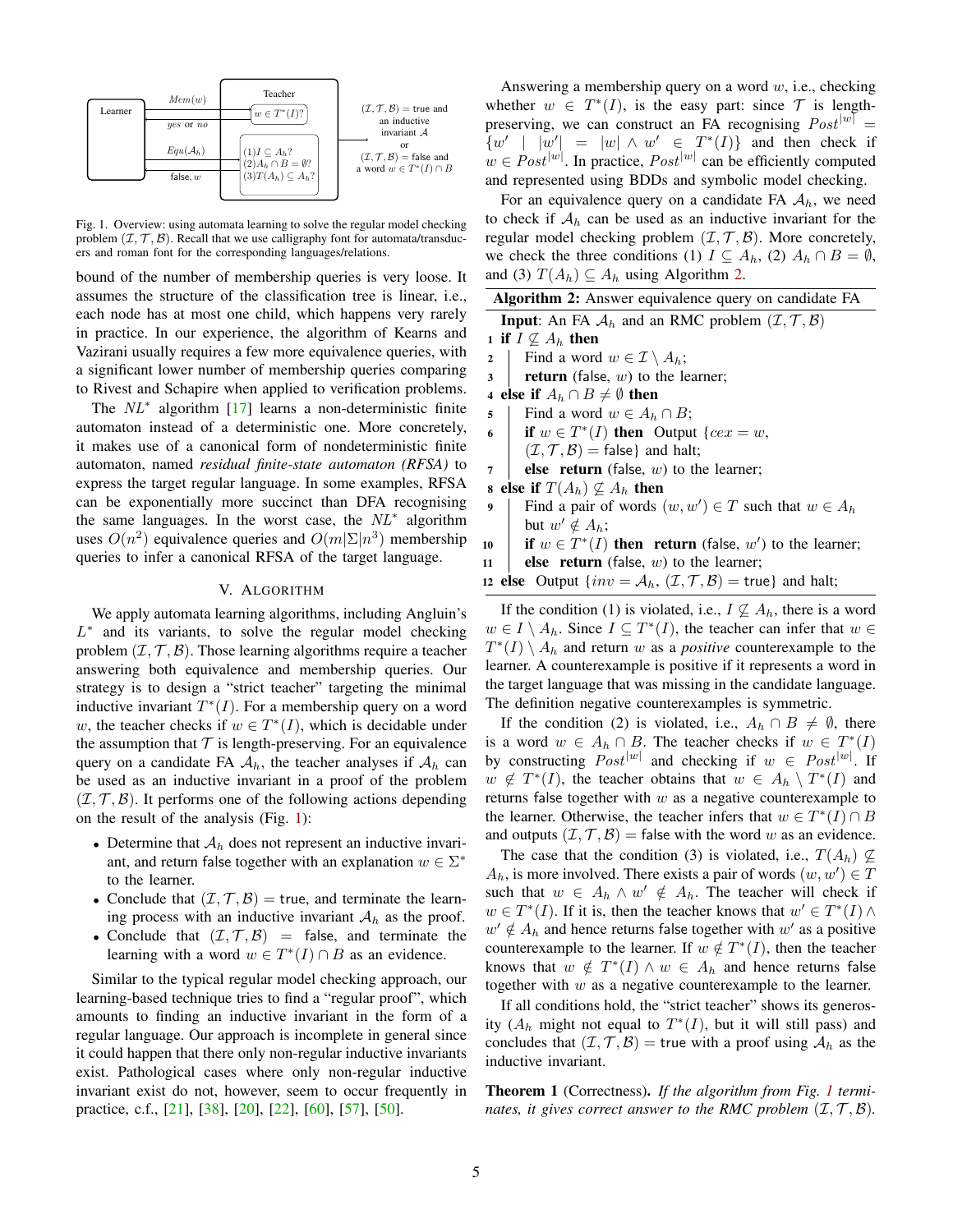Fig. 1. Overview: using automata learning to solve the regular model checking problem $(\mathcal{I}, \mathcal{T}, \mathcal{B})$. Recall that we use calligraphy font for automata/transducers and roman font for the corresponding languages/relations.

bound of the number of membership queries is very loose. It assumes the structure of the classification tree is linear, i.e., each node has at most one child, which happens very rarely in practice. In our experience, the algorithm of Kearns and Vazirani usually requires a few more equivalence queries, with a significant lower number of membership queries comparing to Rivest and Schapire when applied to verification problems.

The $NL^*$ algorithm [17] learns a non-deterministic finite automaton instead of a deterministic one. More concretely, it makes use of a canonical form of nondeterministic finite automaton, named *residual finite-state automaton (RFSA)* to express the target regular language. In some examples, RFSA can be exponentially more succinct than DFA recognising the same languages. In the worst case, the $NL^*$ algorithm uses $O(n^2)$ equivalence queries and $O(m|\Sigma|n^3)$ membership queries to infer a canonical RFSA of the target language.

## V. Algorithm

We apply automata learning algorithms, including Angluin's $L^*$ and its variants, to solve the regular model checking problem $(\mathcal{I}, \mathcal{T}, \mathcal{B})$. Those learning algorithms require a teacher answering both equivalence and membership queries. Our strategy is to design a "strict teacher" targeting the minimal inductive invariant $T^*(I)$. For a membership query on a word $w$, the teacher checks if $w \in T^*(I)$, which is decidable under the assumption that $\mathcal{T}$ is length-preserving. For an equivalence query on a candidate FA $\mathcal{A}_h$, the teacher analyses if $\mathcal{A}_h$ can be used as an inductive invariant in a proof of the problem $(\mathcal{I}, \mathcal{T}, \mathcal{B})$. It performs one of the following actions depending on the result of the analysis (Fig. 1):

- Determine that $\mathcal{A}_h$ does not represent an inductive invariant, and return false together with an explanation $w \in \Sigma^*$ to the learner.
- Conclude that $(\mathcal{I}, \mathcal{T}, \mathcal{B}) = \mathsf{true}$, and terminate the learning process with an inductive invariant $\mathcal{A}_h$ as the proof.
- Conclude that $(\mathcal{I}, \mathcal{T}, \mathcal{B}) = \mathsf{false}$, and terminate the learning with a word $w \in T^*(I) \cap B$ as an evidence.

Similar to the typical regular model checking approach, our learning-based technique tries to find a "regular proof", which amounts to finding an inductive invariant in the form of a regular language. Our approach is incomplete in general since it could happen that there only non-regular inductive invariants exist. Pathological cases where only non-regular inductive invariant exist do not, however, seem to occur frequently in practice, c.f., [21], [38], [20], [22], [60], [57], [50].

Answering a membership query on a word $w$, i.e., checking whether $w \in T^*(I)$, is the easy part: since $\mathcal{T}$ is length-preserving, we can construct an FA recognising $Post^{|w|} = \{w' \mid |w'| = |w| \wedge w' \in T^*(I)\}$ and then check if $w \in Post^{|w|}$. In practice, $Post^{|w|}$ can be efficiently computed and represented using BDDs and symbolic model checking.

For an equivalence query on a candidate FA $\mathcal{A}_h$, we need to check if $\mathcal{A}_h$ can be used as an inductive invariant for the regular model checking problem $(\mathcal{I}, \mathcal{T}, \mathcal{B})$. More concretely, we check the three conditions (1) $I \subseteq A_h$, (2) $A_h \cap B = \emptyset$, and (3) $T(A_h) \subseteq A_h$ using Algorithm 2.

**Algorithm 2:** Answer equivalence query on candidate FA

```
   Input: An FA A_h and an RMC problem (I, T, B)
1  if I ⊈ A_h then
2  |   Find a word w ∈ I \ A_h;
3  |   return (false, w) to the learner;
4  else if A_h ∩ B ≠ ∅ then
5  |   Find a word w ∈ A_h ∩ B;
6  |   if w ∈ T*(I) then Output {cex = w,
   |   (I, T, B) = false} and halt;
7  |   else return (false, w) to the learner;
8  else if T(A_h) ⊈ A_h then
9  |   Find a pair of words (w, w') ∈ T such that w ∈ A_h
   |   but w' ∉ A_h;
10 |   if w ∈ T*(I) then return (false, w') to the learner;
11 |   else return (false, w) to the learner;
12 else Output {inv = A_h, (I, T, B) = true} and halt;
```

If the condition (1) is violated, i.e., $I \not\subseteq A_h$, there is a word $w \in I \setminus A_h$. Since $I \subseteq T^*(I)$, the teacher can infer that $w \in T^*(I) \setminus A_h$ and return $w$ as a *positive* counterexample to the learner. A counterexample is positive if it represents a word in the target language that was missing in the candidate language. The definition negative counterexamples is symmetric.

If the condition (2) is violated, i.e., $A_h \cap B \neq \emptyset$, there is a word $w \in A_h \cap B$. The teacher checks if $w \in T^*(I)$ by constructing $Post^{|w|}$ and checking if $w \in Post^{|w|}$. If $w \notin T^*(I)$, the teacher obtains that $w \in A_h \setminus T^*(I)$ and returns false together with $w$ as a negative counterexample to the learner. Otherwise, the teacher infers that $w \in T^*(I) \cap B$ and outputs $(\mathcal{I}, \mathcal{T}, \mathcal{B}) = \mathsf{false}$ with the word $w$ as an evidence.

The case that the condition (3) is violated, i.e., $T(A_h) \not\subseteq A_h$, is more involved. There exists a pair of words $(w, w') \in T$ such that $w \in A_h \wedge w' \notin A_h$. The teacher will check if $w \in T^*(I)$. If it is, then the teacher knows that $w' \in T^*(I) \wedge w' \notin A_h$ and hence returns false together with $w'$ as a positive counterexample to the learner. If $w \notin T^*(I)$, then the teacher knows that $w \notin T^*(I) \wedge w \in A_h$ and hence returns false together with $w$ as a negative counterexample to the learner.

If all conditions hold, the "strict teacher" shows its generosity ($A_h$ might not equal to $T^*(I)$, but it will still pass) and concludes that $(\mathcal{I}, \mathcal{T}, \mathcal{B}) = \mathsf{true}$ with a proof using $\mathcal{A}_h$ as the inductive invariant.

**Theorem 1** (Correctness)**.** *If the algorithm from Fig. 1 terminates, it gives correct answer to the RMC problem $(\mathcal{I}, \mathcal{T}, \mathcal{B})$.*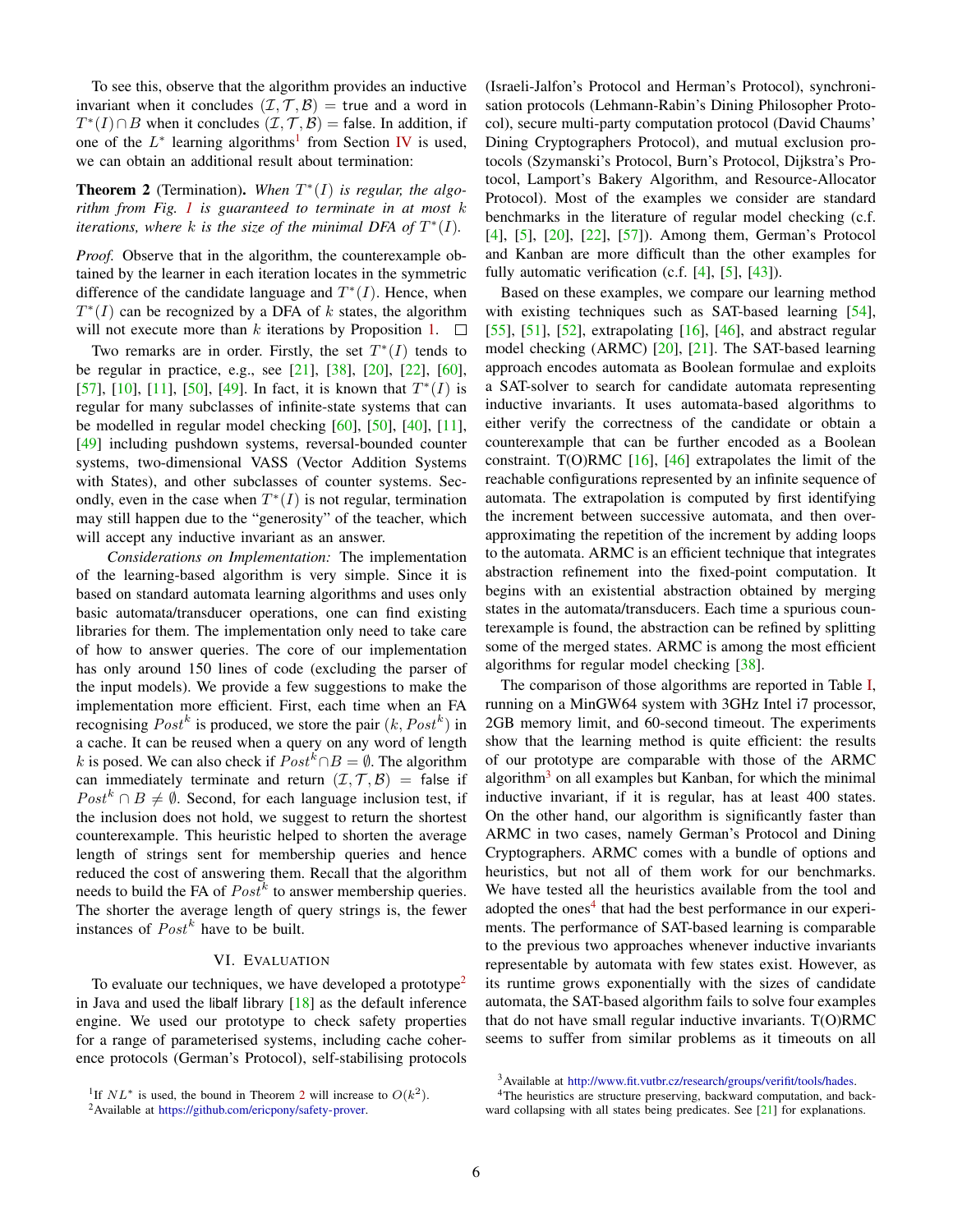To see this, observe that the algorithm provides an inductive invariant when it concludes $(\mathcal{I}, \mathcal{T}, \mathcal{B}) = \mathsf{true}$ and a word in $T^*(I) \cap B$ when it concludes $(\mathcal{I}, \mathcal{T}, \mathcal{B}) = \mathsf{false}$. In addition, if one of the $L^*$ learning algorithms[1] from Section IV is used, we can obtain an additional result about termination:

**Theorem 2** (Termination). *When $T^*(I)$ is regular, the algorithm from Fig. 1 is guaranteed to terminate in at most $k$ iterations, where $k$ is the size of the minimal DFA of $T^*(I)$.*

*Proof.* Observe that in the algorithm, the counterexample obtained by the learner in each iteration locates in the symmetric difference of the candidate language and $T^*(I)$. Hence, when $T^*(I)$ can be recognized by a DFA of $k$ states, the algorithm will not execute more than $k$ iterations by Proposition 1. □

Two remarks are in order. Firstly, the set $T^*(I)$ tends to be regular in practice, e.g., see [21], [38], [20], [22], [60], [57], [10], [11], [50], [49]. In fact, it is known that $T^*(I)$ is regular for many subclasses of infinite-state systems that can be modelled in regular model checking [60], [50], [40], [11], [49] including pushdown systems, reversal-bounded counter systems, two-dimensional VASS (Vector Addition Systems with States), and other subclasses of counter systems. Secondly, even in the case when $T^*(I)$ is not regular, termination may still happen due to the "generosity" of the teacher, which will accept any inductive invariant as an answer.

*Considerations on Implementation:* The implementation of the learning-based algorithm is very simple. Since it is based on standard automata learning algorithms and uses only basic automata/transducer operations, one can find existing libraries for them. The implementation only need to take care of how to answer queries. The core of our implementation has only around 150 lines of code (excluding the parser of the input models). We provide a few suggestions to make the implementation more efficient. First, each time when an FA recognising $Post^k$ is produced, we store the pair $(k, Post^k)$ in a cache. It can be reused when a query on any word of length $k$ is posed. We can also check if $Post^k \cap B = \emptyset$. The algorithm can immediately terminate and return $(\mathcal{I}, \mathcal{T}, \mathcal{B}) = \mathsf{false}$ if $Post^k \cap B \neq \emptyset$. Second, for each language inclusion test, if the inclusion does not hold, we suggest to return the shortest counterexample. This heuristic helped to shorten the average length of strings sent for membership queries and hence reduced the cost of answering them. Recall that the algorithm needs to build the FA of $Post^k$ to answer membership queries. The shorter the average length of query strings is, the fewer instances of $Post^k$ have to be built.

## VI. Evaluation

To evaluate our techniques, we have developed a prototype[2] in Java and used the libalf library [18] as the default inference engine. We used our prototype to check safety properties for a range of parameterised systems, including cache coherence protocols (German's Protocol), self-stabilising protocols (Israeli-Jalfon's Protocol and Herman's Protocol), synchronisation protocols (Lehmann-Rabin's Dining Philosopher Protocol), secure multi-party computation protocol (David Chaums' Dining Cryptographers Protocol), and mutual exclusion protocols (Szymanski's Protocol, Burn's Protocol, Dijkstra's Protocol, Lamport's Bakery Algorithm, and Resource-Allocator Protocol). Most of the examples we consider are standard benchmarks in the literature of regular model checking (c.f. [4], [5], [20], [22], [57]). Among them, German's Protocol and Kanban are more difficult than the other examples for fully automatic verification (c.f. [4], [5], [43]).

Based on these examples, we compare our learning method with existing techniques such as SAT-based learning [54], [55], [51], [52], extrapolating [16], [46], and abstract regular model checking (ARMC) [20], [21]. The SAT-based learning approach encodes automata as Boolean formulae and exploits a SAT-solver to search for candidate automata representing inductive invariants. It uses automata-based algorithms to either verify the correctness of the candidate or obtain a counterexample that can be further encoded as a Boolean constraint. T(O)RMC [16], [46] extrapolates the limit of the reachable configurations represented by an infinite sequence of automata. The extrapolation is computed by first identifying the increment between successive automata, and then over-approximating the repetition of the increment by adding loops to the automata. ARMC is an efficient technique that integrates abstraction refinement into the fixed-point computation. It begins with an existential abstraction obtained by merging states in the automata/transducers. Each time a spurious counterexample is found, the abstraction can be refined by splitting some of the merged states. ARMC is among the most efficient algorithms for regular model checking [38].

The comparison of those algorithms are reported in Table I, running on a MinGW64 system with 3GHz Intel i7 processor, 2GB memory limit, and 60-second timeout. The experiments show that the learning method is quite efficient: the results of our prototype are comparable with those of the ARMC algorithm[3] on all examples but Kanban, for which the minimal inductive invariant, if it is regular, has at least 400 states. On the other hand, our algorithm is significantly faster than ARMC in two cases, namely German's Protocol and Dining Cryptographers. ARMC comes with a bundle of options and heuristics, but not all of them work for our benchmarks. We have tested all the heuristics available from the tool and adopted the ones[4] that had the best performance in our experiments. The performance of SAT-based learning is comparable to the previous two approaches whenever inductive invariants representable by automata with few states exist. However, as its runtime grows exponentially with the sizes of candidate automata, the SAT-based algorithm fails to solve four examples that do not have small regular inductive invariants. T(O)RMC seems to suffer from similar problems as it timeouts on all

[1] If $NL^*$ is used, the bound in Theorem 2 will increase to $O(k^2)$.

[2] Available at https://github.com/ericpony/safety-prover.

[3] Available at http://www.fit.vutbr.cz/research/groups/verifit/tools/hades.

[4] The heuristics are structure preserving, backward computation, and backward collapsing with all states being predicates. See [21] for explanations.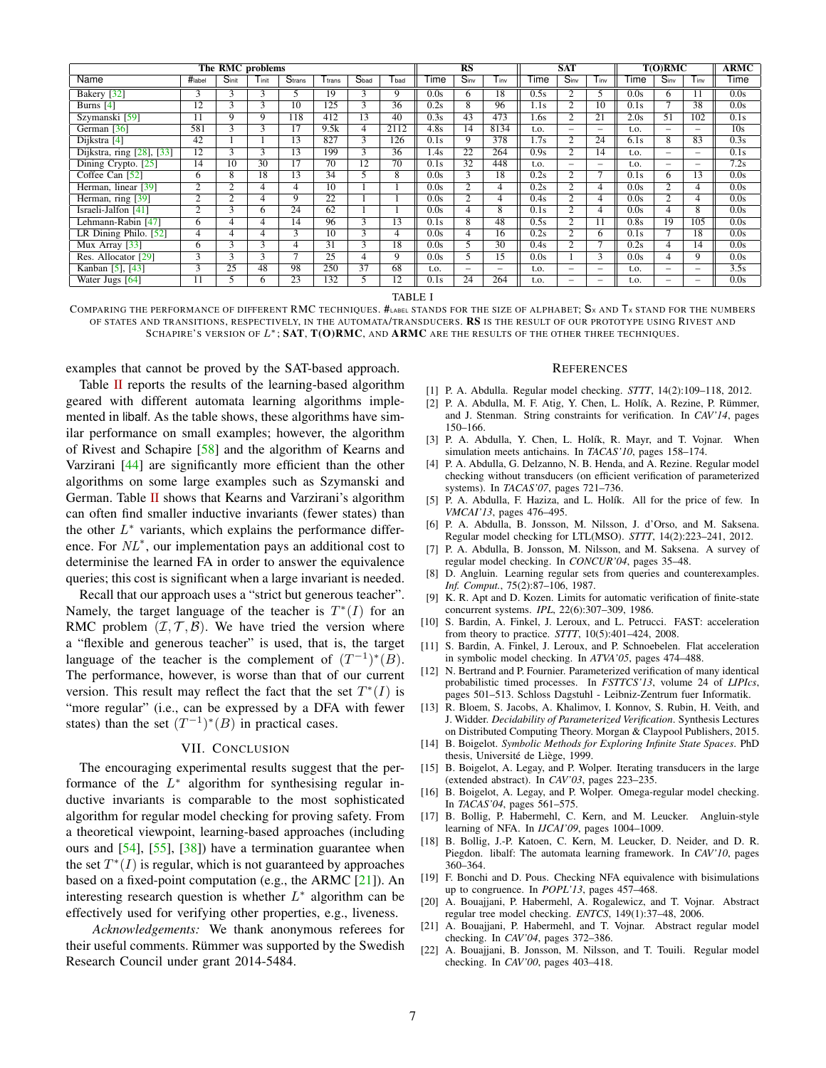| The RMC problems | | | | | | | | RS | | | SAT | | | T(O)RMC | | | ARMC |
|---|---|---|---|---|---|---|---|---|---|---|---|---|---|---|---|---|---|
| Name | #label | Sinit | Tinit | Strans | Ttrans | Sbad | Tbad | Time | Sinv | Tinv | Time | Sinv | Tinv | Time | Sinv | Tinv | Time |
| Bakery [32] | 3 | 3 | 3 | 5 | 19 | 3 | 9 | 0.0s | 6 | 18 | 0.5s | 2 | 5 | 0.0s | 6 | 11 | 0.0s |
| Burns [4] | 12 | 3 | 3 | 10 | 125 | 3 | 36 | 0.2s | 8 | 96 | 1.1s | 2 | 10 | 0.1s | 7 | 38 | 0.0s |
| Szymanski [59] | 11 | 9 | 9 | 118 | 412 | 13 | 40 | 0.3s | 43 | 473 | 1.6s | 2 | 21 | 2.0s | 51 | 102 | 0.1s |
| German [36] | 581 | 3 | 3 | 17 | 9.5k | 4 | 2112 | 4.8s | 14 | 8134 | t.o. | – | – | t.o. | – | – | 10s |
| Dijkstra [4] | 42 | 1 | 1 | 13 | 827 | 3 | 126 | 0.1s | 9 | 378 | 1.7s | 2 | 24 | 6.1s | 8 | 83 | 0.3s |
| Dijkstra, ring [28], [33] | 12 | 3 | 3 | 13 | 199 | 3 | 36 | 1.4s | 22 | 264 | 0.9s | 2 | 14 | t.o. | – | – | 0.1s |
| Dining Crypto. [25] | 14 | 10 | 30 | 17 | 70 | 12 | 70 | 0.1s | 32 | 448 | t.o. | – | – | t.o. | – | – | 7.2s |
| Coffee Can [52] | 6 | 8 | 18 | 13 | 34 | 5 | 8 | 0.0s | 3 | 18 | 0.2s | 2 | 7 | 0.1s | 6 | 13 | 0.0s |
| Herman, linear [39] | 2 | 2 | 4 | 4 | 10 | 1 | 1 | 0.0s | 2 | 4 | 0.2s | 2 | 4 | 0.0s | 2 | 4 | 0.0s |
| Herman, ring [39] | 2 | 2 | 4 | 9 | 22 | 1 | 1 | 0.0s | 2 | 4 | 0.4s | 2 | 4 | 0.0s | 2 | 4 | 0.0s |
| Israeli-Jalfon [41] | 2 | 3 | 6 | 24 | 62 | 1 | 1 | 0.0s | 4 | 8 | 0.1s | 2 | 4 | 0.0s | 4 | 8 | 0.0s |
| Lehmann-Rabin [47] | 6 | 4 | 4 | 14 | 96 | 3 | 13 | 0.1s | 8 | 48 | 0.5s | 2 | 11 | 0.8s | 19 | 105 | 0.0s |
| LR Dining Philo. [52] | 4 | 4 | 4 | 3 | 10 | 3 | 4 | 0.0s | 4 | 16 | 0.2s | 2 | 6 | 0.1s | 7 | 18 | 0.0s |
| Mux Array [33] | 6 | 3 | 3 | 4 | 31 | 3 | 18 | 0.0s | 5 | 30 | 0.4s | 2 | 7 | 0.2s | 4 | 14 | 0.0s |
| Res. Allocator [29] | 3 | 3 | 3 | 7 | 25 | 4 | 9 | 0.0s | 5 | 15 | 0.0s | 1 | 3 | 0.0s | 4 | 9 | 0.0s |
| Kanban [5], [43] | 3 | 25 | 48 | 98 | 250 | 37 | 68 | t.o. | – | – | t.o. | – | – | t.o. | – | – | 3.5s |
| Water Jugs [64] | 11 | 5 | 6 | 23 | 132 | 5 | 12 | 0.1s | 24 | 264 | t.o. | – | – | t.o. | – | – | 0.0s |

TABLE I

COMPARING THE PERFORMANCE OF DIFFERENT RMC TECHNIQUES. #LABEL STANDS FOR THE SIZE OF ALPHABET; $S_X$ AND $T_X$ STAND FOR THE NUMBERS OF STATES AND TRANSITIONS, RESPECTIVELY, IN THE AUTOMATA/TRANSDUCERS. **RS** IS THE RESULT OF OUR PROTOTYPE USING RIVEST AND SCHAPIRE'S VERSION OF $L^*$; **SAT**, **T(O)RMC**, AND **ARMC** ARE THE RESULTS OF THE OTHER THREE TECHNIQUES.

examples that cannot be proved by the SAT-based approach.

Table II reports the results of the learning-based algorithm geared with different automata learning algorithms implemented in libalf. As the table shows, these algorithms have similar performance on small examples; however, the algorithm of Rivest and Schapire [58] and the algorithm of Kearns and Varzirani [44] are significantly more efficient than the other algorithms on some large examples such as Szymanski and German. Table II shows that Kearns and Varzirani's algorithm can often find smaller inductive invariants (fewer states) than the other $L^*$ variants, which explains the performance difference. For $NL^*$, our implementation pays an additional cost to determinise the learned FA in order to answer the equivalence queries; this cost is significant when a large invariant is needed.

Recall that our approach uses a "strict but generous teacher". Namely, the target language of the teacher is $T^*(I)$ for an RMC problem $(\mathcal{I}, \mathcal{T}, \mathcal{B})$. We have tried the version where a "flexible and generous teacher" is used, that is, the target language of the teacher is the complement of $(T^{-1})^*(B)$. The performance, however, is worse than that of our current version. This result may reflect the fact that the set $T^*(I)$ is "more regular" (i.e., can be expressed by a DFA with fewer states) than the set $(T^{-1})^*(B)$ in practical cases.

## VII. Conclusion

The encouraging experimental results suggest that the performance of the $L^*$ algorithm for synthesising regular inductive invariants is comparable to the most sophisticated algorithm for regular model checking for proving safety. From a theoretical viewpoint, learning-based approaches (including ours and [54], [55], [38]) have a termination guarantee when the set $T^*(I)$ is regular, which is not guaranteed by approaches based on a fixed-point computation (e.g., the ARMC [21]). An interesting research question is whether $L^*$ algorithm can be effectively used for verifying other properties, e.g., liveness.

*Acknowledgements:* We thank anonymous referees for their useful comments. Rümmer was supported by the Swedish Research Council under grant 2014-5484.

## References

[1] P. A. Abdulla. Regular model checking. *STTT*, 14(2):109–118, 2012.

[2] P. A. Abdulla, M. F. Atig, Y. Chen, L. Holík, A. Rezine, P. Rümmer, and J. Stenman. String constraints for verification. In *CAV'14*, pages 150–166.

[3] P. A. Abdulla, Y. Chen, L. Holík, R. Mayr, and T. Vojnar. When simulation meets antichains. In *TACAS'10*, pages 158–174.

[4] P. A. Abdulla, G. Delzanno, N. B. Henda, and A. Rezine. Regular model checking without transducers (on efficient verification of parameterized systems). In *TACAS'07*, pages 721–736.

[5] P. A. Abdulla, F. Haziza, and L. Holík. All for the price of few. In *VMCAI'13*, pages 476–495.

[6] P. A. Abdulla, B. Jonsson, M. Nilsson, J. d'Orso, and M. Saksena. Regular model checking for LTL(MSO). *STTT*, 14(2):223–241, 2012.

[7] P. A. Abdulla, B. Jonsson, M. Nilsson, and M. Saksena. A survey of regular model checking. In *CONCUR'04*, pages 35–48.

[8] D. Angluin. Learning regular sets from queries and counterexamples. *Inf. Comput.*, 75(2):87–106, 1987.

[9] K. R. Apt and D. Kozen. Limits for automatic verification of finite-state concurrent systems. *IPL*, 22(6):307–309, 1986.

[10] S. Bardin, A. Finkel, J. Leroux, and L. Petrucci. FAST: acceleration from theory to practice. *STTT*, 10(5):401–424, 2008.

[11] S. Bardin, A. Finkel, J. Leroux, and P. Schnoebelen. Flat acceleration in symbolic model checking. In *ATVA'05*, pages 474–488.

[12] N. Bertrand and P. Fournier. Parameterized verification of many identical probabilistic timed processes. In *FSTTCS'13*, volume 24 of *LIPIcs*, pages 501–513. Schloss Dagstuhl - Leibniz-Zentrum fuer Informatik.

[13] R. Bloem, S. Jacobs, A. Khalimov, I. Konnov, S. Rubin, H. Veith, and J. Widder. *Decidability of Parameterized Verification*. Synthesis Lectures on Distributed Computing Theory. Morgan & Claypool Publishers, 2015.

[14] B. Boigelot. *Symbolic Methods for Exploring Infinite State Spaces*. PhD thesis, Université de Liège, 1999.

[15] B. Boigelot, A. Legay, and P. Wolper. Iterating transducers in the large (extended abstract). In *CAV'03*, pages 223–235.

[16] B. Boigelot, A. Legay, and P. Wolper. Omega-regular model checking. In *TACAS'04*, pages 561–575.

[17] B. Bollig, P. Habermehl, C. Kern, and M. Leucker. Angluin-style learning of NFA. In *IJCAI'09*, pages 1004–1009.

[18] B. Bollig, J.-P. Katoen, C. Kern, M. Leucker, D. Neider, and D. R. Piegdon. libalf: The automata learning framework. In *CAV'10*, pages 360–364.

[19] F. Bonchi and D. Pous. Checking NFA equivalence with bisimulations up to congruence. In *POPL'13*, pages 457–468.

[20] A. Bouajjani, P. Habermehl, A. Rogalewicz, and T. Vojnar. Abstract regular tree model checking. *ENTCS*, 149(1):37–48, 2006.

[21] A. Bouajjani, P. Habermehl, and T. Vojnar. Abstract regular model checking. In *CAV'04*, pages 372–386.

[22] A. Bouajjani, B. Jonsson, M. Nilsson, and T. Touili. Regular model checking. In *CAV'00*, pages 403–418.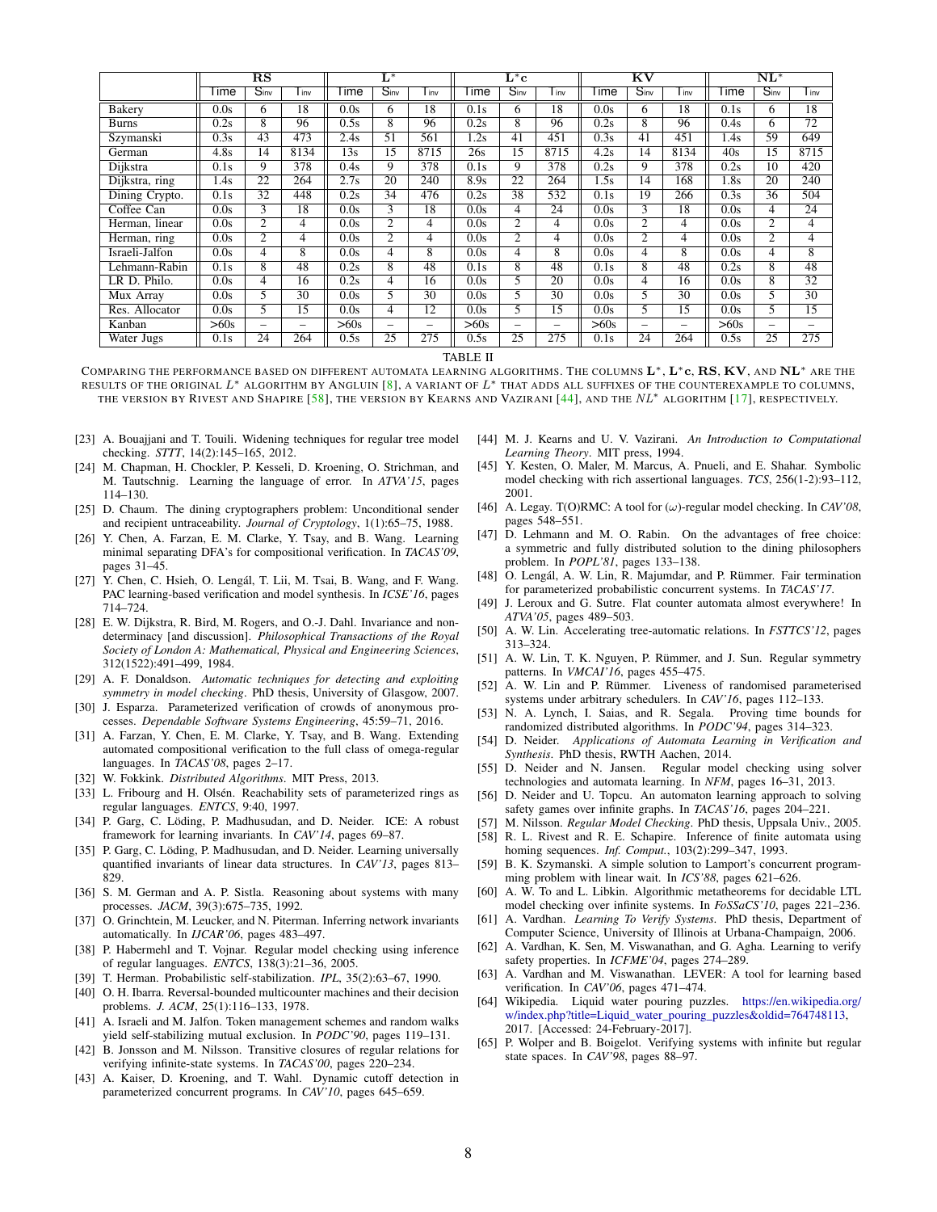| | **RS** | | | **L***| | | **L*c** | | | **KV** | | | **NL*** | | |
|---|---|---|---|---|---|---|---|---|---|---|---|---|---|---|---|
| | Time | $S_{inv}$ | $T_{inv}$ | Time | $S_{inv}$ | $T_{inv}$ | Time | $S_{inv}$ | $T_{inv}$ | Time | $S_{inv}$ | $T_{inv}$ | Time | $S_{inv}$ | $T_{inv}$ |
| Bakery | 0.0s | 6 | 18 | 0.0s | 6 | 18 | 0.1s | 6 | 18 | 0.0s | 6 | 18 | 0.1s | 6 | 18 |
| Burns | 0.2s | 8 | 96 | 0.5s | 8 | 96 | 0.2s | 8 | 96 | 0.2s | 8 | 96 | 0.4s | 6 | 72 |
| Szymanski | 0.3s | 43 | 473 | 2.4s | 51 | 561 | 1.2s | 41 | 451 | 0.3s | 41 | 451 | 1.4s | 59 | 649 |
| German | 4.8s | 14 | 8134 | 13s | 15 | 8715 | 26s | 15 | 8715 | 4.2s | 14 | 8134 | 40s | 15 | 8715 |
| Dijkstra | 0.1s | 9 | 378 | 0.4s | 9 | 378 | 0.1s | 9 | 378 | 0.2s | 9 | 378 | 0.2s | 10 | 420 |
| Dijkstra, ring | 1.4s | 22 | 264 | 2.7s | 20 | 240 | 8.9s | 22 | 264 | 1.5s | 14 | 168 | 1.8s | 20 | 240 |
| Dining Crypto. | 0.1s | 32 | 448 | 0.2s | 34 | 476 | 0.2s | 38 | 532 | 0.1s | 19 | 266 | 0.3s | 36 | 504 |
| Coffee Can | 0.0s | 3 | 18 | 0.0s | 3 | 18 | 0.0s | 4 | 24 | 0.0s | 3 | 18 | 0.0s | 4 | 24 |
| Herman, linear | 0.0s | 2 | 4 | 0.0s | 2 | 4 | 0.0s | 2 | 4 | 0.0s | 2 | 4 | 0.0s | 2 | 4 |
| Herman, ring | 0.0s | 2 | 4 | 0.0s | 2 | 4 | 0.0s | 2 | 4 | 0.0s | 2 | 4 | 0.0s | 2 | 4 |
| Israeli-Jalfon | 0.0s | 4 | 8 | 0.0s | 4 | 8 | 0.0s | 4 | 8 | 0.0s | 4 | 8 | 0.0s | 4 | 8 |
| Lehmann-Rabin | 0.1s | 8 | 48 | 0.2s | 8 | 48 | 0.1s | 8 | 48 | 0.1s | 8 | 48 | 0.2s | 8 | 48 |
| LR D. Philo. | 0.0s | 4 | 16 | 0.2s | 4 | 16 | 0.0s | 5 | 20 | 0.0s | 4 | 16 | 0.0s | 8 | 32 |
| Mux Array | 0.0s | 5 | 30 | 0.0s | 5 | 30 | 0.0s | 5 | 30 | 0.0s | 5 | 30 | 0.0s | 5 | 30 |
| Res. Allocator | 0.0s | 5 | 15 | 0.0s | 4 | 12 | 0.0s | 5 | 15 | 0.0s | 5 | 15 | 0.0s | 5 | 15 |
| Kanban | >60s | – | – | >60s | – | – | >60s | – | – | >60s | – | – | >60s | – | – |
| Water Jugs | 0.1s | 24 | 264 | 0.5s | 25 | 275 | 0.5s | 25 | 275 | 0.1s | 24 | 264 | 0.5s | 25 | 275 |

TABLE II

COMPARING THE PERFORMANCE BASED ON DIFFERENT AUTOMATA LEARNING ALGORITHMS. THE COLUMNS $\mathbf{L}^*$, $\mathbf{L}^*\mathbf{c}$, **RS**, **KV**, AND $\mathbf{NL}^*$ ARE THE RESULTS OF THE ORIGINAL $L^*$ ALGORITHM BY ANGLUIN [8], A VARIANT OF $L^*$ THAT ADDS ALL SUFFIXES OF THE COUNTEREXAMPLE TO COLUMNS, THE VERSION BY RIVEST AND SHAPIRE [58], THE VERSION BY KEARNS AND VAZIRANI [44], AND THE $NL^*$ ALGORITHM [17], RESPECTIVELY.

[23] A. Bouajjani and T. Touili. Widening techniques for regular tree model checking. *STTT*, 14(2):145–165, 2012.

[24] M. Chapman, H. Chockler, P. Kesseli, D. Kroening, O. Strichman, and M. Tautschnig. Learning the language of error. In *ATVA'15*, pages 114–130.

[25] D. Chaum. The dining cryptographers problem: Unconditional sender and recipient untraceability. *Journal of Cryptology*, 1(1):65–75, 1988.

[26] Y. Chen, A. Farzan, E. M. Clarke, Y. Tsay, and B. Wang. Learning minimal separating DFA's for compositional verification. In *TACAS'09*, pages 31–45.

[27] Y. Chen, C. Hsieh, O. Lengál, T. Lii, M. Tsai, B. Wang, and F. Wang. PAC learning-based verification and model synthesis. In *ICSE'16*, pages 714–724.

[28] E. W. Dijkstra, R. Bird, M. Rogers, and O.-J. Dahl. Invariance and non-determinacy [and discussion]. *Philosophical Transactions of the Royal Society of London A: Mathematical, Physical and Engineering Sciences*, 312(1522):491–499, 1984.

[29] A. F. Donaldson. *Automatic techniques for detecting and exploiting symmetry in model checking*. PhD thesis, University of Glasgow, 2007.

[30] J. Esparza. Parameterized verification of crowds of anonymous processes. *Dependable Software Systems Engineering*, 45:59–71, 2016.

[31] A. Farzan, Y. Chen, E. M. Clarke, Y. Tsay, and B. Wang. Extending automated compositional verification to the full class of omega-regular languages. In *TACAS'08*, pages 2–17.

[32] W. Fokkink. *Distributed Algorithms*. MIT Press, 2013.

[33] L. Fribourg and H. Olsén. Reachability sets of parameterized rings as regular languages. *ENTCS*, 9:40, 1997.

[34] P. Garg, C. Löding, P. Madhusudan, and D. Neider. ICE: A robust framework for learning invariants. In *CAV'14*, pages 69–87.

[35] P. Garg, C. Löding, P. Madhusudan, and D. Neider. Learning universally quantified invariants of linear data structures. In *CAV'13*, pages 813–829.

[36] S. M. German and A. P. Sistla. Reasoning about systems with many processes. *JACM*, 39(3):675–735, 1992.

[37] O. Grinchtein, M. Leucker, and N. Piterman. Inferring network invariants automatically. In *IJCAR'06*, pages 483–497.

[38] P. Habermehl and T. Vojnar. Regular model checking using inference of regular languages. *ENTCS*, 138(3):21–36, 2005.

[39] T. Herman. Probabilistic self-stabilization. *IPL*, 35(2):63–67, 1990.

[40] O. H. Ibarra. Reversal-bounded multicounter machines and their decision problems. *J. ACM*, 25(1):116–133, 1978.

[41] A. Israeli and M. Jalfon. Token management schemes and random walks yield self-stabilizing mutual exclusion. In *PODC'90*, pages 119–131.

[42] B. Jonsson and M. Nilsson. Transitive closures of regular relations for verifying infinite-state systems. In *TACAS'00*, pages 220–234.

[43] A. Kaiser, D. Kroening, and T. Wahl. Dynamic cutoff detection in parameterized concurrent programs. In *CAV'10*, pages 645–659.

[44] M. J. Kearns and U. V. Vazirani. *An Introduction to Computational Learning Theory*. MIT press, 1994.

[45] Y. Kesten, O. Maler, M. Marcus, A. Pnueli, and E. Shahar. Symbolic model checking with rich assertional languages. *TCS*, 256(1-2):93–112, 2001.

[46] A. Legay. T(O)RMC: A tool for ($\omega$)-regular model checking. In *CAV'08*, pages 548–551.

[47] D. Lehmann and M. O. Rabin. On the advantages of free choice: a symmetric and fully distributed solution to the dining philosophers problem. In *POPL'81*, pages 133–138.

[48] O. Lengál, A. W. Lin, R. Majumdar, and P. Rümmer. Fair termination for parameterized probabilistic concurrent systems. In *TACAS'17*.

[49] J. Leroux and G. Sutre. Flat counter automata almost everywhere! In *ATVA'05*, pages 489–503.

[50] A. W. Lin. Accelerating tree-automatic relations. In *FSTTCS'12*, pages 313–324.

[51] A. W. Lin, T. K. Nguyen, P. Rümmer, and J. Sun. Regular symmetry patterns. In *VMCAI'16*, pages 455–475.

[52] A. W. Lin and P. Rümmer. Liveness of randomised parameterised systems under arbitrary schedulers. In *CAV'16*, pages 112–133.

[53] N. A. Lynch, I. Saias, and R. Segala. Proving time bounds for randomized distributed algorithms. In *PODC'94*, pages 314–323.

[54] D. Neider. *Applications of Automata Learning in Verification and Synthesis*. PhD thesis, RWTH Aachen, 2014.

[55] D. Neider and N. Jansen. Regular model checking using solver technologies and automata learning. In *NFM*, pages 16–31, 2013.

[56] D. Neider and U. Topcu. An automaton learning approach to solving safety games over infinite graphs. In *TACAS'16*, pages 204–221.

[57] M. Nilsson. *Regular Model Checking*. PhD thesis, Uppsala Univ., 2005.

[58] R. L. Rivest and R. E. Schapire. Inference of finite automata using homing sequences. *Inf. Comput.*, 103(2):299–347, 1993.

[59] B. K. Szymanski. A simple solution to Lamport's concurrent programming problem with linear wait. In *ICS'88*, pages 621–626.

[60] A. W. To and L. Libkin. Algorithmic metatheorems for decidable LTL model checking over infinite systems. In *FoSSaCS'10*, pages 221–236.

[61] A. Vardhan. *Learning To Verify Systems*. PhD thesis, Department of Computer Science, University of Illinois at Urbana-Champaign, 2006.

[62] A. Vardhan, K. Sen, M. Viswanathan, and G. Agha. Learning to verify safety properties. In *ICFME'04*, pages 274–289.

[63] A. Vardhan and M. Viswanathan. LEVER: A tool for learning based verification. In *CAV'06*, pages 471–474.

[64] Wikipedia. Liquid water pouring puzzles. https://en.wikipedia.org/w/index.php?title=Liquid_water_pouring_puzzles&oldid=764748113, 2017. [Accessed: 24-February-2017].

[65] P. Wolper and B. Boigelot. Verifying systems with infinite but regular state spaces. In *CAV'98*, pages 88–97.